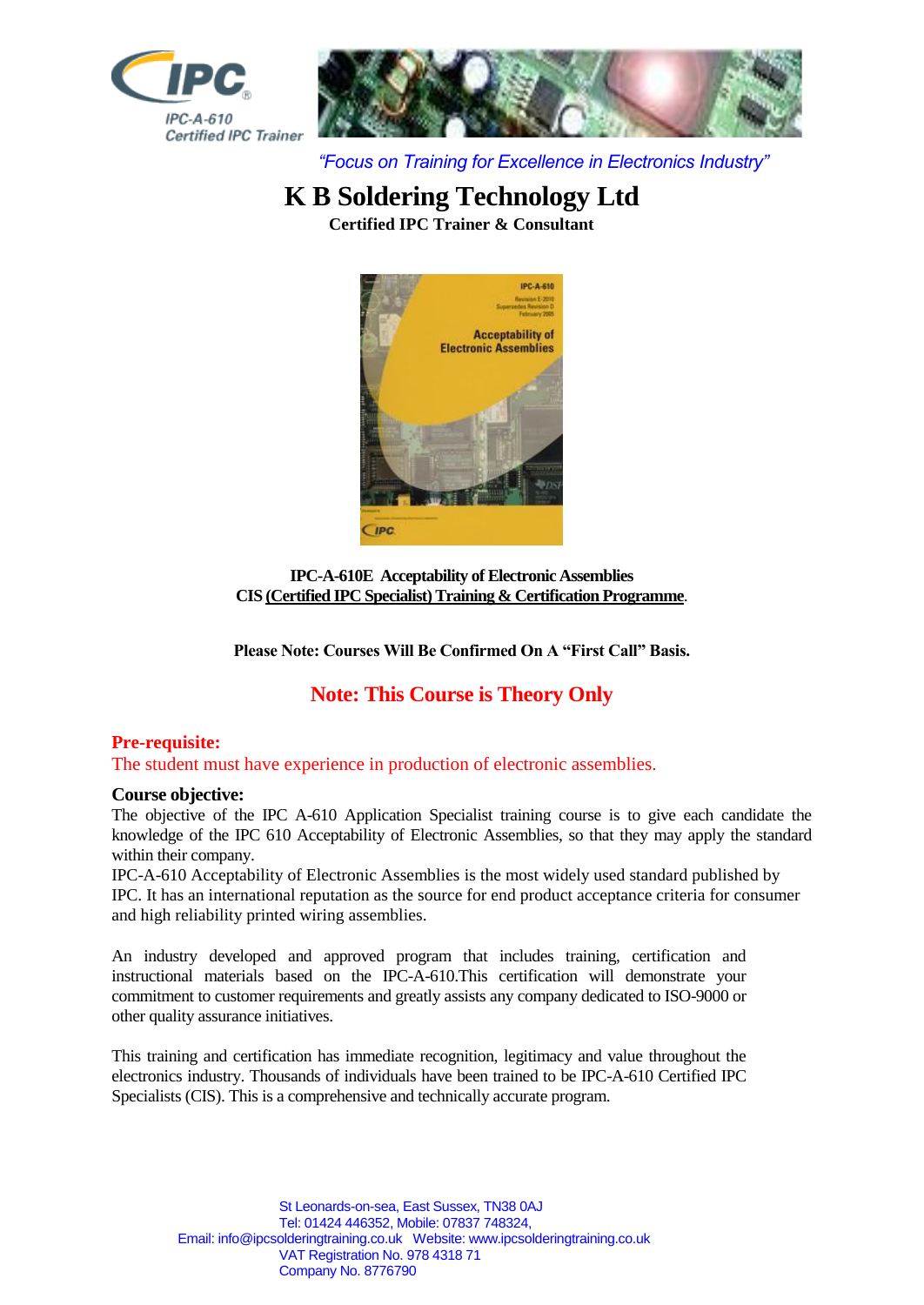IPC-A-610
Certified IPC Trainer

*"Focus on Training for Excellence in Electronics Industry"*

# K B Soldering Technology Ltd

**Certified IPC Trainer & Consultant**

**IPC-A-610E Acceptability of Electronic Assemblies**
**CIS (Certified IPC Specialist) Training & Certification Programme**.

**Please Note: Courses Will Be Confirmed On A "First Call" Basis.**

## Note: This Course is Theory Only

**Pre-requisite:**
The student must have experience in production of electronic assemblies.

**Course objective:**
The objective of the IPC A-610 Application Specialist training course is to give each candidate the knowledge of the IPC 610 Acceptability of Electronic Assemblies, so that they may apply the standard within their company.
IPC-A-610 Acceptability of Electronic Assemblies is the most widely used standard published by IPC. It has an international reputation as the source for end product acceptance criteria for consumer and high reliability printed wiring assemblies.

An industry developed and approved program that includes training, certification and instructional materials based on the IPC-A-610.This certification will demonstrate your commitment to customer requirements and greatly assists any company dedicated to ISO-9000 or other quality assurance initiatives.

This training and certification has immediate recognition, legitimacy and value throughout the electronics industry. Thousands of individuals have been trained to be IPC-A-610 Certified IPC Specialists (CIS). This is a comprehensive and technically accurate program.

St Leonards-on-sea, East Sussex, TN38 0AJ
Tel: 01424 446352, Mobile: 07837 748324,
Email: info@ipcsolderingtraining.co.uk Website: www.ipcsolderingtraining.co.uk
VAT Registration No. 978 4318 71
Company No. 8776790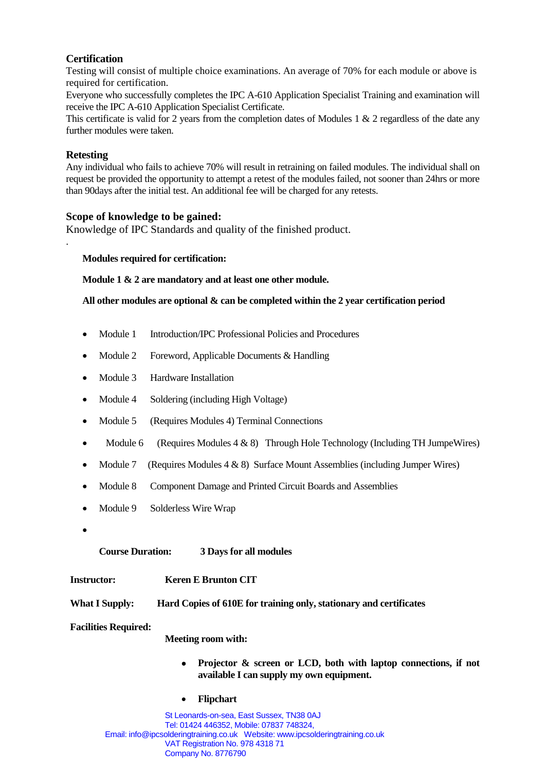## Certification

Testing will consist of multiple choice examinations. An average of 70% for each module or above is required for certification.

Everyone who successfully completes the IPC A-610 Application Specialist Training and examination will receive the IPC A-610 Application Specialist Certificate.

This certificate is valid for 2 years from the completion dates of Modules 1 & 2 regardless of the date any further modules were taken.

## Retesting

Any individual who fails to achieve 70% will result in retraining on failed modules. The individual shall on request be provided the opportunity to attempt a retest of the modules failed, not sooner than 24hrs or more than 90days after the initial test. An additional fee will be charged for any retests.

## Scope of knowledge to be gained:

Knowledge of IPC Standards and quality of the finished product.

.

**Modules required for certification:**

**Module 1 & 2 are mandatory and at least one other module.**

**All other modules are optional & can be completed within the 2 year certification period**

- Module 1 Introduction/IPC Professional Policies and Procedures
- Module 2 Foreword, Applicable Documents & Handling
- Module 3 Hardware Installation
- Module 4 Soldering (including High Voltage)
- Module 5 (Requires Modules 4) Terminal Connections
- Module 6 (Requires Modules 4 & 8) Through Hole Technology (Including TH JumpeWires)
- Module 7 (Requires Modules 4 & 8) Surface Mount Assemblies (including Jumper Wires)
- Module 8 Component Damage and Printed Circuit Boards and Assemblies
- Module 9 Solderless Wire Wrap
- 

**Course Duration:** **3 Days for all modules**

**Instructor:** **Keren E Brunton CIT**

**What I Supply:** **Hard Copies of 610E for training only, stationary and certificates**

**Facilities Required:**

**Meeting room with:**

- **Projector & screen or LCD, both with laptop connections, if not available I can supply my own equipment.**
- **Flipchart**

St Leonards-on-sea, East Sussex, TN38 0AJ
Tel: 01424 446352, Mobile: 07837 748324,
Email: info@ipcsolderingtraining.co.uk Website: www.ipcsolderingtraining.co.uk
VAT Registration No. 978 4318 71
Company No. 8776790